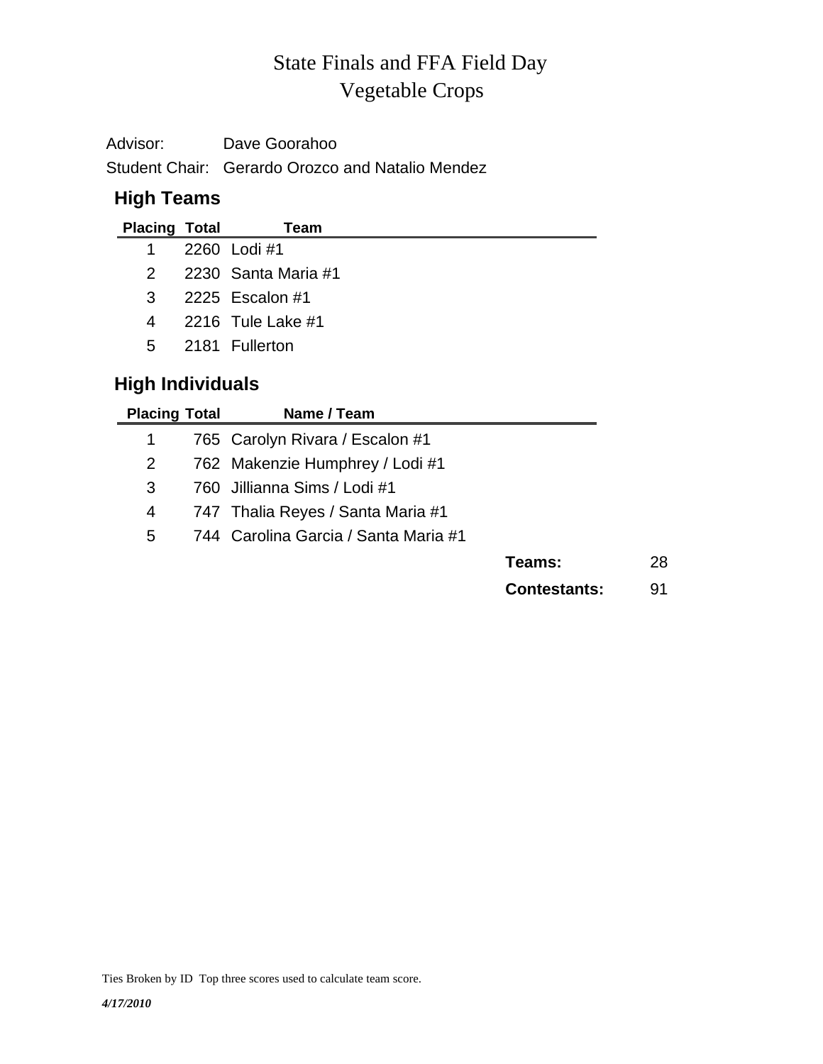# State Finals and FFA Field Day
# Vegetable Crops

Advisor: Dave Goorahoo

Student Chair: Gerardo Orozco and Natalio Mendez

## High Teams

| Placing | Total | Team |
|---|---|---|
| 1 | 2260 | Lodi #1 |
| 2 | 2230 | Santa Maria #1 |
| 3 | 2225 | Escalon #1 |
| 4 | 2216 | Tule Lake #1 |
| 5 | 2181 | Fullerton |

## High Individuals

| Placing | Total | Name / Team |
|---|---|---|
| 1 | 765 | Carolyn Rivara / Escalon #1 |
| 2 | 762 | Makenzie Humphrey / Lodi #1 |
| 3 | 760 | Jillianna Sims / Lodi #1 |
| 4 | 747 | Thalia Reyes / Santa Maria #1 |
| 5 | 744 | Carolina Garcia / Santa Maria #1 |

**Teams:** 28

**Contestants:** 91

Ties Broken by ID Top three scores used to calculate team score.

*4/17/2010*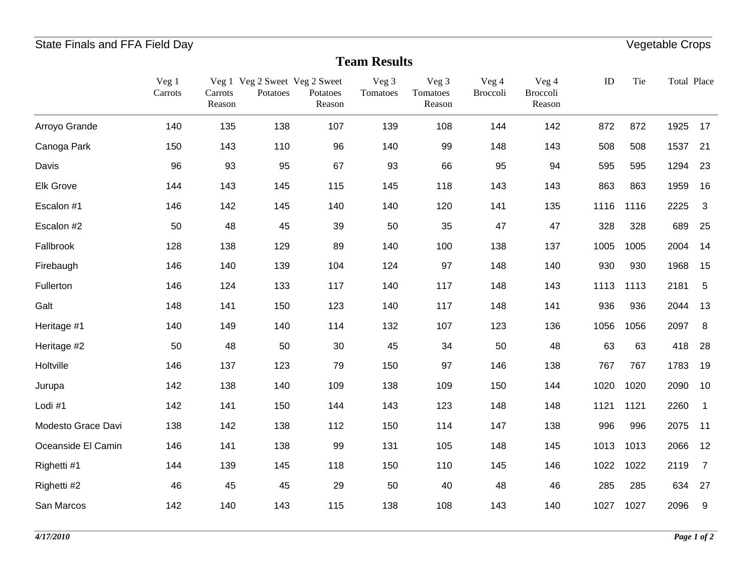State Finals and FFA Field Day — Vegetable Crops

## Team Results

| | Veg 1 Carrots | Veg 1 Carrots Reason | Veg 2 Sweet Potatoes | Veg 2 Sweet Potatoes Reason | Veg 3 Tomatoes | Veg 3 Tomatoes Reason | Veg 4 Broccoli | Veg 4 Broccoli Reason | ID | Tie | Total | Place |
|---|---|---|---|---|---|---|---|---|---|---|---|---|
| Arroyo Grande | 140 | 135 | 138 | 107 | 139 | 108 | 144 | 142 | 872 | 872 | 1925 | 17 |
| Canoga Park | 150 | 143 | 110 | 96 | 140 | 99 | 148 | 143 | 508 | 508 | 1537 | 21 |
| Davis | 96 | 93 | 95 | 67 | 93 | 66 | 95 | 94 | 595 | 595 | 1294 | 23 |
| Elk Grove | 144 | 143 | 145 | 115 | 145 | 118 | 143 | 143 | 863 | 863 | 1959 | 16 |
| Escalon #1 | 146 | 142 | 145 | 140 | 140 | 120 | 141 | 135 | 1116 | 1116 | 2225 | 3 |
| Escalon #2 | 50 | 48 | 45 | 39 | 50 | 35 | 47 | 47 | 328 | 328 | 689 | 25 |
| Fallbrook | 128 | 138 | 129 | 89 | 140 | 100 | 138 | 137 | 1005 | 1005 | 2004 | 14 |
| Firebaugh | 146 | 140 | 139 | 104 | 124 | 97 | 148 | 140 | 930 | 930 | 1968 | 15 |
| Fullerton | 146 | 124 | 133 | 117 | 140 | 117 | 148 | 143 | 1113 | 1113 | 2181 | 5 |
| Galt | 148 | 141 | 150 | 123 | 140 | 117 | 148 | 141 | 936 | 936 | 2044 | 13 |
| Heritage #1 | 140 | 149 | 140 | 114 | 132 | 107 | 123 | 136 | 1056 | 1056 | 2097 | 8 |
| Heritage #2 | 50 | 48 | 50 | 30 | 45 | 34 | 50 | 48 | 63 | 63 | 418 | 28 |
| Holtville | 146 | 137 | 123 | 79 | 150 | 97 | 146 | 138 | 767 | 767 | 1783 | 19 |
| Jurupa | 142 | 138 | 140 | 109 | 138 | 109 | 150 | 144 | 1020 | 1020 | 2090 | 10 |
| Lodi #1 | 142 | 141 | 150 | 144 | 143 | 123 | 148 | 148 | 1121 | 1121 | 2260 | 1 |
| Modesto Grace Davi | 138 | 142 | 138 | 112 | 150 | 114 | 147 | 138 | 996 | 996 | 2075 | 11 |
| Oceanside El Camin | 146 | 141 | 138 | 99 | 131 | 105 | 148 | 145 | 1013 | 1013 | 2066 | 12 |
| Righetti #1 | 144 | 139 | 145 | 118 | 150 | 110 | 145 | 146 | 1022 | 1022 | 2119 | 7 |
| Righetti #2 | 46 | 45 | 45 | 29 | 50 | 40 | 48 | 46 | 285 | 285 | 634 | 27 |
| San Marcos | 142 | 140 | 143 | 115 | 138 | 108 | 143 | 140 | 1027 | 1027 | 2096 | 9 |

*4/17/2010*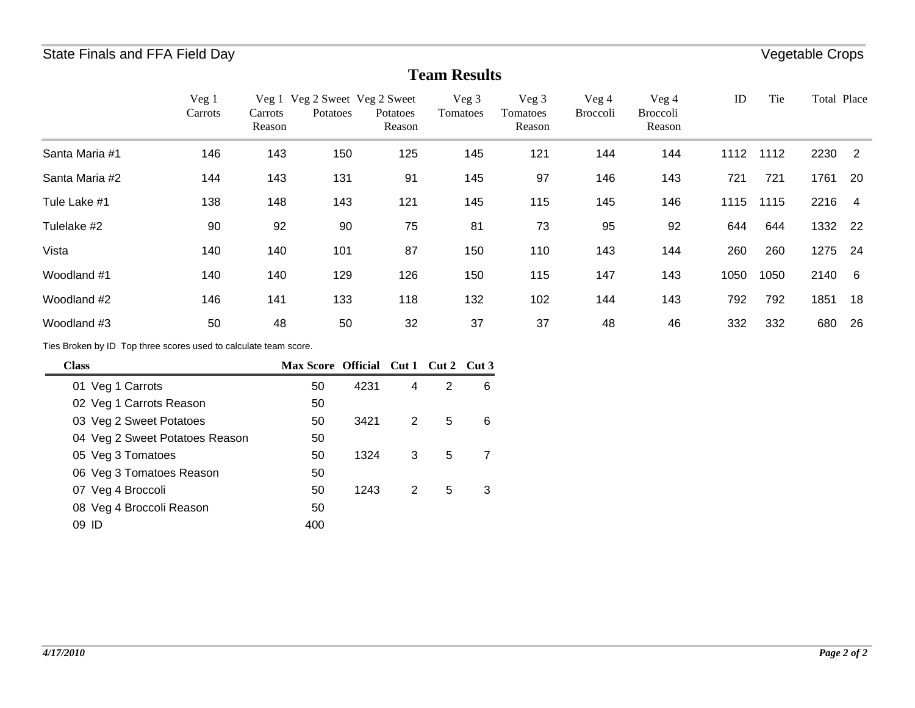State Finals and FFA Field Day — Vegetable Crops

## Team Results

| | Veg 1 Carrots | Veg 1 Carrots Reason | Veg 2 Sweet Potatoes | Veg 2 Sweet Potatoes Reason | Veg 3 Tomatoes | Veg 3 Tomatoes Reason | Veg 4 Broccoli | Veg 4 Broccoli Reason | ID | Tie | Total | Place |
|---|---|---|---|---|---|---|---|---|---|---|---|---|
| Santa Maria #1 | 146 | 143 | 150 | 125 | 145 | 121 | 144 | 144 | 1112 | 1112 | 2230 | 2 |
| Santa Maria #2 | 144 | 143 | 131 | 91 | 145 | 97 | 146 | 143 | 721 | 721 | 1761 | 20 |
| Tule Lake #1 | 138 | 148 | 143 | 121 | 145 | 115 | 145 | 146 | 1115 | 1115 | 2216 | 4 |
| Tulelake #2 | 90 | 92 | 90 | 75 | 81 | 73 | 95 | 92 | 644 | 644 | 1332 | 22 |
| Vista | 140 | 140 | 101 | 87 | 150 | 110 | 143 | 144 | 260 | 260 | 1275 | 24 |
| Woodland #1 | 140 | 140 | 129 | 126 | 150 | 115 | 147 | 143 | 1050 | 1050 | 2140 | 6 |
| Woodland #2 | 146 | 141 | 133 | 118 | 132 | 102 | 144 | 143 | 792 | 792 | 1851 | 18 |
| Woodland #3 | 50 | 48 | 50 | 32 | 37 | 37 | 48 | 46 | 332 | 332 | 680 | 26 |

Ties Broken by ID Top three scores used to calculate team score.

| Class | Max Score | Official | Cut 1 | Cut 2 | Cut 3 |
|---|---|---|---|---|---|
| 01 Veg 1 Carrots | 50 | 4231 | 4 | 2 | 6 |
| 02 Veg 1 Carrots Reason | 50 | | | | |
| 03 Veg 2 Sweet Potatoes | 50 | 3421 | 2 | 5 | 6 |
| 04 Veg 2 Sweet Potatoes Reason | 50 | | | | |
| 05 Veg 3 Tomatoes | 50 | 1324 | 3 | 5 | 7 |
| 06 Veg 3 Tomatoes Reason | 50 | | | | |
| 07 Veg 4 Broccoli | 50 | 1243 | 2 | 5 | 3 |
| 08 Veg 4 Broccoli Reason | 50 | | | | |
| 09 ID | 400 | | | | |

*4/17/2010*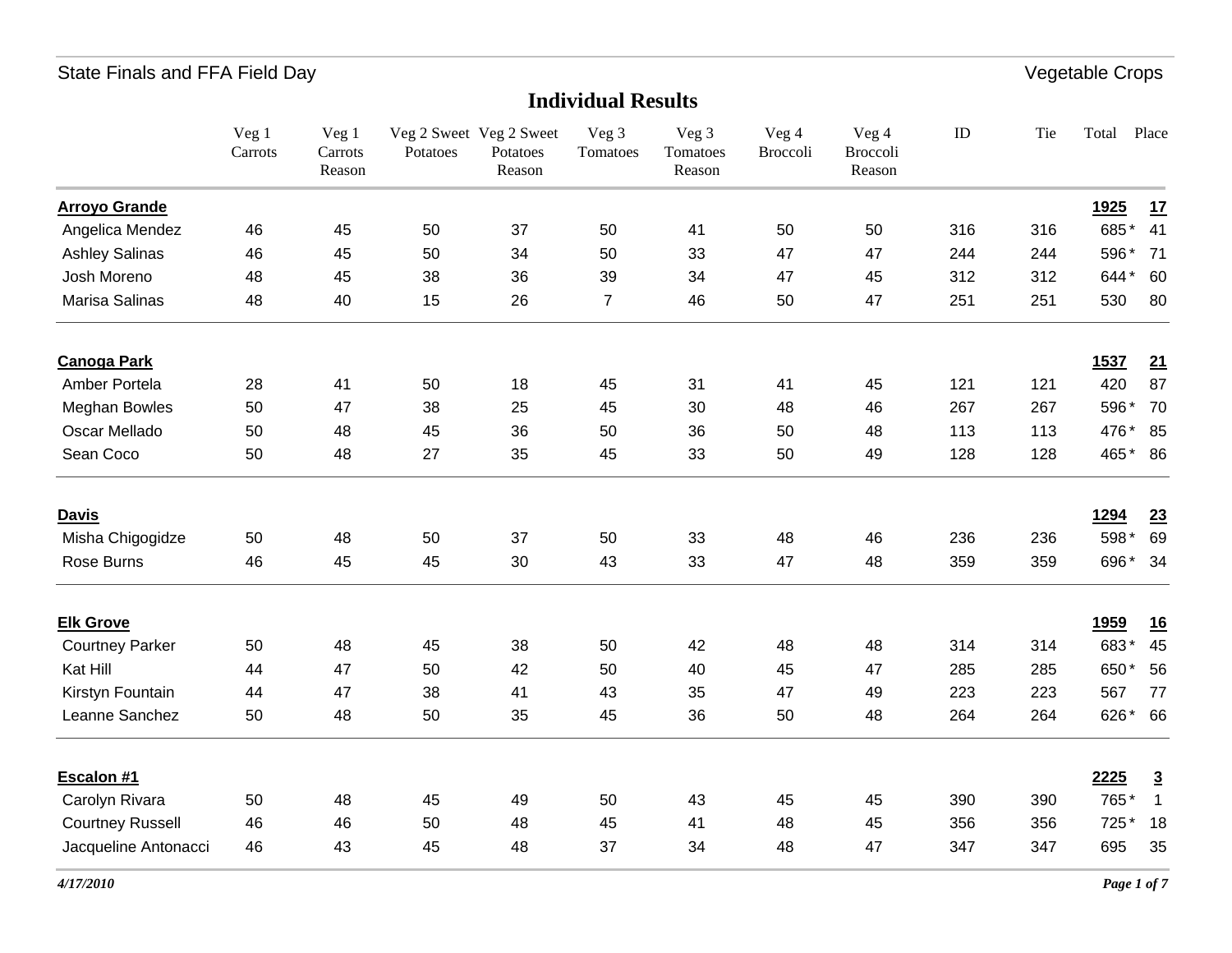State Finals and FFA Field Day

Vegetable Crops

## Individual Results

| | Veg 1 Carrots | Veg 1 Carrots Reason | Veg 2 Sweet Potatoes | Veg 2 Sweet Potatoes Reason | Veg 3 Tomatoes | Veg 3 Tomatoes Reason | Veg 4 Broccoli | Veg 4 Broccoli Reason | ID | Tie | Total | Place |
|---|---|---|---|---|---|---|---|---|---|---|---|---|
| **Arroyo Grande** | | | | | | | | | | | **1925** | **17** |
| Angelica Mendez | 46 | 45 | 50 | 37 | 50 | 41 | 50 | 50 | 316 | 316 | 685 * | 41 |
| Ashley Salinas | 46 | 45 | 50 | 34 | 50 | 33 | 47 | 47 | 244 | 244 | 596 * | 71 |
| Josh Moreno | 48 | 45 | 38 | 36 | 39 | 34 | 47 | 45 | 312 | 312 | 644 * | 60 |
| Marisa Salinas | 48 | 40 | 15 | 26 | 7 | 46 | 50 | 47 | 251 | 251 | 530 | 80 |
| **Canoga Park** | | | | | | | | | | | **1537** | **21** |
| Amber Portela | 28 | 41 | 50 | 18 | 45 | 31 | 41 | 45 | 121 | 121 | 420 | 87 |
| Meghan Bowles | 50 | 47 | 38 | 25 | 45 | 30 | 48 | 46 | 267 | 267 | 596 * | 70 |
| Oscar Mellado | 50 | 48 | 45 | 36 | 50 | 36 | 50 | 48 | 113 | 113 | 476 * | 85 |
| Sean Coco | 50 | 48 | 27 | 35 | 45 | 33 | 50 | 49 | 128 | 128 | 465 * | 86 |
| **Davis** | | | | | | | | | | | **1294** | **23** |
| Misha Chigogidze | 50 | 48 | 50 | 37 | 50 | 33 | 48 | 46 | 236 | 236 | 598 * | 69 |
| Rose Burns | 46 | 45 | 45 | 30 | 43 | 33 | 47 | 48 | 359 | 359 | 696 * | 34 |
| **Elk Grove** | | | | | | | | | | | **1959** | **16** |
| Courtney Parker | 50 | 48 | 45 | 38 | 50 | 42 | 48 | 48 | 314 | 314 | 683 * | 45 |
| Kat Hill | 44 | 47 | 50 | 42 | 50 | 40 | 45 | 47 | 285 | 285 | 650 * | 56 |
| Kirstyn Fountain | 44 | 47 | 38 | 41 | 43 | 35 | 47 | 49 | 223 | 223 | 567 | 77 |
| Leanne Sanchez | 50 | 48 | 50 | 35 | 45 | 36 | 50 | 48 | 264 | 264 | 626 * | 66 |
| **Escalon #1** | | | | | | | | | | | **2225** | **3** |
| Carolyn Rivara | 50 | 48 | 45 | 49 | 50 | 43 | 45 | 45 | 390 | 390 | 765 * | 1 |
| Courtney Russell | 46 | 46 | 50 | 48 | 45 | 41 | 48 | 45 | 356 | 356 | 725 * | 18 |
| Jacqueline Antonacci | 46 | 43 | 45 | 48 | 37 | 34 | 48 | 47 | 347 | 347 | 695 | 35 |

*4/17/2010*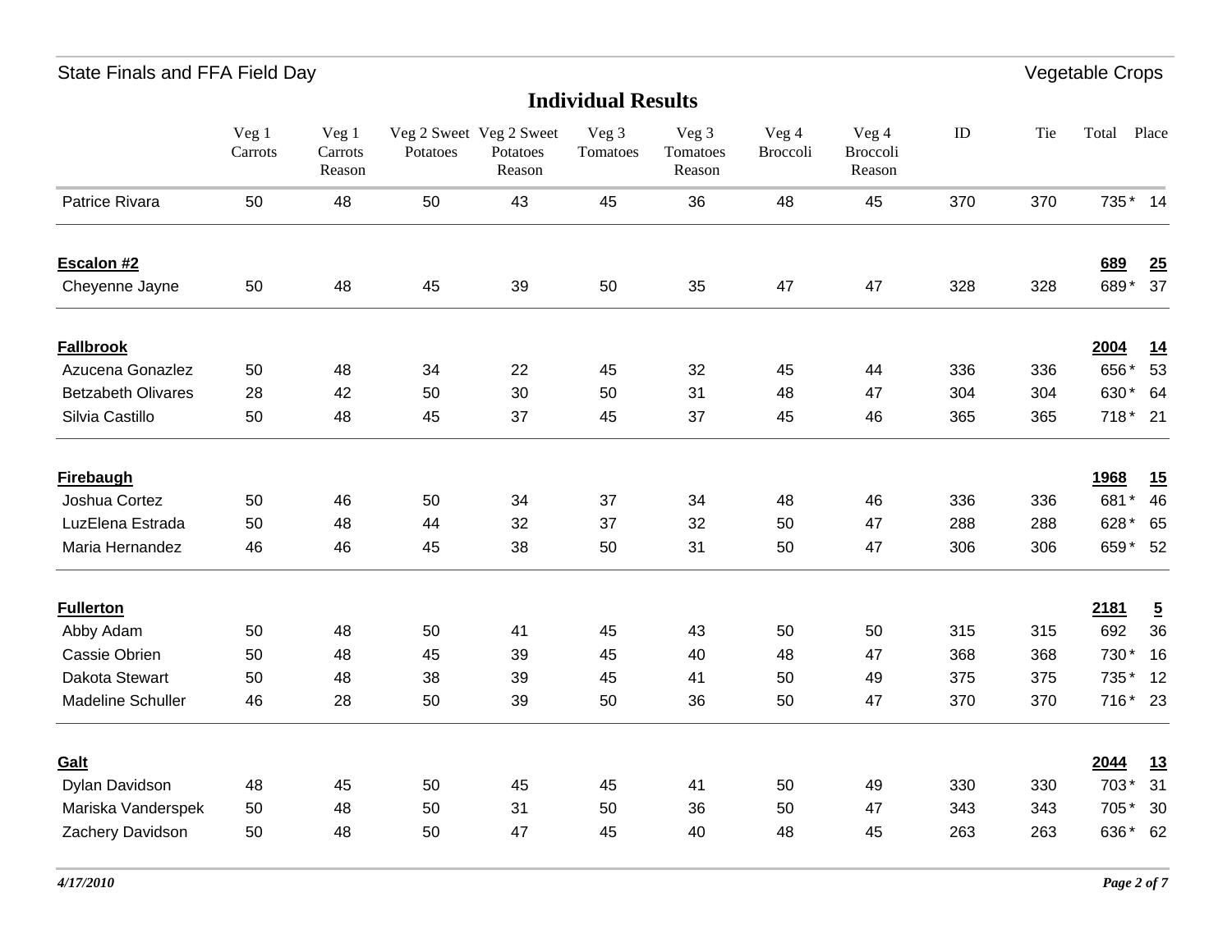State Finals and FFA Field Day

Vegetable Crops

## Individual Results

| | Veg 1 Carrots | Veg 1 Carrots Reason | Veg 2 Sweet Potatoes | Veg 2 Sweet Potatoes Reason | Veg 3 Tomatoes | Veg 3 Tomatoes Reason | Veg 4 Broccoli | Veg 4 Broccoli Reason | ID | Tie | Total | Place |
|---|---|---|---|---|---|---|---|---|---|---|---|---|
| Patrice Rivara | 50 | 48 | 50 | 43 | 45 | 36 | 48 | 45 | 370 | 370 | 735 * | 14 |
| **Escalon #2** | | | | | | | | | | | **689** | **25** |
| Cheyenne Jayne | 50 | 48 | 45 | 39 | 50 | 35 | 47 | 47 | 328 | 328 | 689 * | 37 |
| **Fallbrook** | | | | | | | | | | | **2004** | **14** |
| Azucena Gonazlez | 50 | 48 | 34 | 22 | 45 | 32 | 45 | 44 | 336 | 336 | 656 * | 53 |
| Betzabeth Olivares | 28 | 42 | 50 | 30 | 50 | 31 | 48 | 47 | 304 | 304 | 630 * | 64 |
| Silvia Castillo | 50 | 48 | 45 | 37 | 45 | 37 | 45 | 46 | 365 | 365 | 718 * | 21 |
| **Firebaugh** | | | | | | | | | | | **1968** | **15** |
| Joshua Cortez | 50 | 46 | 50 | 34 | 37 | 34 | 48 | 46 | 336 | 336 | 681 * | 46 |
| LuzElena Estrada | 50 | 48 | 44 | 32 | 37 | 32 | 50 | 47 | 288 | 288 | 628 * | 65 |
| Maria Hernandez | 46 | 46 | 45 | 38 | 50 | 31 | 50 | 47 | 306 | 306 | 659 * | 52 |
| **Fullerton** | | | | | | | | | | | **2181** | **5** |
| Abby Adam | 50 | 48 | 50 | 41 | 45 | 43 | 50 | 50 | 315 | 315 | 692 | 36 |
| Cassie Obrien | 50 | 48 | 45 | 39 | 45 | 40 | 48 | 47 | 368 | 368 | 730 * | 16 |
| Dakota Stewart | 50 | 48 | 38 | 39 | 45 | 41 | 50 | 49 | 375 | 375 | 735 * | 12 |
| Madeline Schuller | 46 | 28 | 50 | 39 | 50 | 36 | 50 | 47 | 370 | 370 | 716 * | 23 |
| **Galt** | | | | | | | | | | | **2044** | **13** |
| Dylan Davidson | 48 | 45 | 50 | 45 | 45 | 41 | 50 | 49 | 330 | 330 | 703 * | 31 |
| Mariska Vanderspek | 50 | 48 | 50 | 31 | 50 | 36 | 50 | 47 | 343 | 343 | 705 * | 30 |
| Zachery Davidson | 50 | 48 | 50 | 47 | 45 | 40 | 48 | 45 | 263 | 263 | 636 * | 62 |

*4/17/2010*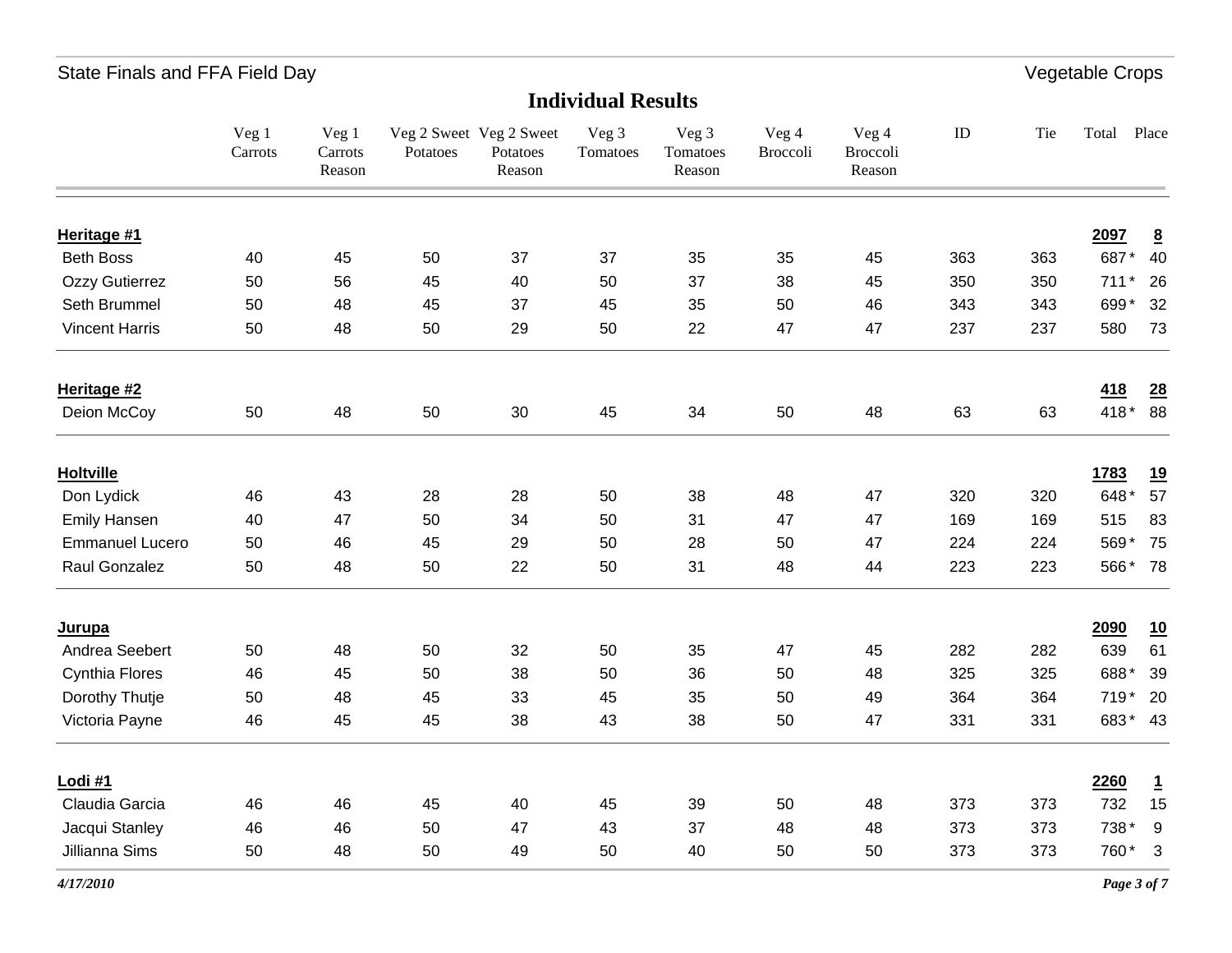State Finals and FFA Field Day — Vegetable Crops

## Individual Results

| | Veg 1 Carrots | Veg 1 Carrots Reason | Veg 2 Sweet Potatoes | Veg 2 Sweet Potatoes Reason | Veg 3 Tomatoes | Veg 3 Tomatoes Reason | Veg 4 Broccoli | Veg 4 Broccoli Reason | ID | Tie | Total | Place |
|---|---|---|---|---|---|---|---|---|---|---|---|---|
| **Heritage #1** | | | | | | | | | | | **2097** | **8** |
| Beth Boss | 40 | 45 | 50 | 37 | 37 | 35 | 35 | 45 | 363 | 363 | 687 * | 40 |
| Ozzy Gutierrez | 50 | 56 | 45 | 40 | 50 | 37 | 38 | 45 | 350 | 350 | 711 * | 26 |
| Seth Brummel | 50 | 48 | 45 | 37 | 45 | 35 | 50 | 46 | 343 | 343 | 699 * | 32 |
| Vincent Harris | 50 | 48 | 50 | 29 | 50 | 22 | 47 | 47 | 237 | 237 | 580 | 73 |
| **Heritage #2** | | | | | | | | | | | **418** | **28** |
| Deion McCoy | 50 | 48 | 50 | 30 | 45 | 34 | 50 | 48 | 63 | 63 | 418 * | 88 |
| **Holtville** | | | | | | | | | | | **1783** | **19** |
| Don Lydick | 46 | 43 | 28 | 28 | 50 | 38 | 48 | 47 | 320 | 320 | 648 * | 57 |
| Emily Hansen | 40 | 47 | 50 | 34 | 50 | 31 | 47 | 47 | 169 | 169 | 515 | 83 |
| Emmanuel Lucero | 50 | 46 | 45 | 29 | 50 | 28 | 50 | 47 | 224 | 224 | 569 * | 75 |
| Raul Gonzalez | 50 | 48 | 50 | 22 | 50 | 31 | 48 | 44 | 223 | 223 | 566 * | 78 |
| **Jurupa** | | | | | | | | | | | **2090** | **10** |
| Andrea Seebert | 50 | 48 | 50 | 32 | 50 | 35 | 47 | 45 | 282 | 282 | 639 | 61 |
| Cynthia Flores | 46 | 45 | 50 | 38 | 50 | 36 | 50 | 48 | 325 | 325 | 688 * | 39 |
| Dorothy Thutje | 50 | 48 | 45 | 33 | 45 | 35 | 50 | 49 | 364 | 364 | 719 * | 20 |
| Victoria Payne | 46 | 45 | 45 | 38 | 43 | 38 | 50 | 47 | 331 | 331 | 683 * | 43 |
| **Lodi #1** | | | | | | | | | | | **2260** | **1** |
| Claudia Garcia | 46 | 46 | 45 | 40 | 45 | 39 | 50 | 48 | 373 | 373 | 732 | 15 |
| Jacqui Stanley | 46 | 46 | 50 | 47 | 43 | 37 | 48 | 48 | 373 | 373 | 738 * | 9 |
| Jillianna Sims | 50 | 48 | 50 | 49 | 50 | 40 | 50 | 50 | 373 | 373 | 760 * | 3 |

*4/17/2010*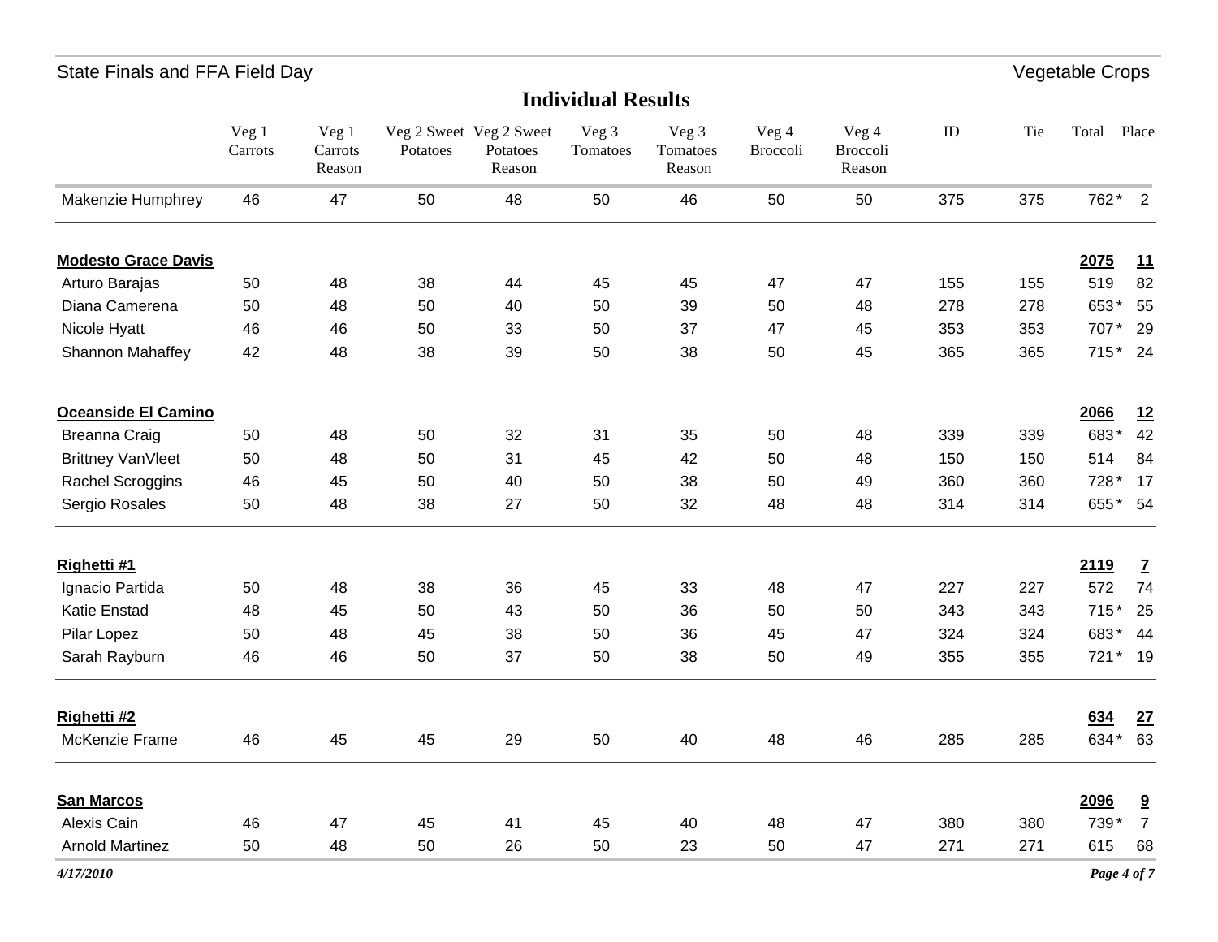State Finals and FFA Field Day

Vegetable Crops

## Individual Results

| | Veg 1 Carrots | Veg 1 Carrots Reason | Veg 2 Sweet Potatoes | Veg 2 Sweet Potatoes Reason | Veg 3 Tomatoes | Veg 3 Tomatoes Reason | Veg 4 Broccoli | Veg 4 Broccoli Reason | ID | Tie | Total | Place |
|---|---|---|---|---|---|---|---|---|---|---|---|---|
| Makenzie Humphrey | 46 | 47 | 50 | 48 | 50 | 46 | 50 | 50 | 375 | 375 | 762 * | 2 |
| **Modesto Grace Davis** | | | | | | | | | | | **2075** | **11** |
| Arturo Barajas | 50 | 48 | 38 | 44 | 45 | 45 | 47 | 47 | 155 | 155 | 519 | 82 |
| Diana Camerena | 50 | 48 | 50 | 40 | 50 | 39 | 50 | 48 | 278 | 278 | 653 * | 55 |
| Nicole Hyatt | 46 | 46 | 50 | 33 | 50 | 37 | 47 | 45 | 353 | 353 | 707 * | 29 |
| Shannon Mahaffey | 42 | 48 | 38 | 39 | 50 | 38 | 50 | 45 | 365 | 365 | 715 * | 24 |
| **Oceanside El Camino** | | | | | | | | | | | **2066** | **12** |
| Breanna Craig | 50 | 48 | 50 | 32 | 31 | 35 | 50 | 48 | 339 | 339 | 683 * | 42 |
| Brittney VanVleet | 50 | 48 | 50 | 31 | 45 | 42 | 50 | 48 | 150 | 150 | 514 | 84 |
| Rachel Scroggins | 46 | 45 | 50 | 40 | 50 | 38 | 50 | 49 | 360 | 360 | 728 * | 17 |
| Sergio Rosales | 50 | 48 | 38 | 27 | 50 | 32 | 48 | 48 | 314 | 314 | 655 * | 54 |
| **Righetti #1** | | | | | | | | | | | **2119** | **7** |
| Ignacio Partida | 50 | 48 | 38 | 36 | 45 | 33 | 48 | 47 | 227 | 227 | 572 | 74 |
| Katie Enstad | 48 | 45 | 50 | 43 | 50 | 36 | 50 | 50 | 343 | 343 | 715 * | 25 |
| Pilar Lopez | 50 | 48 | 45 | 38 | 50 | 36 | 45 | 47 | 324 | 324 | 683 * | 44 |
| Sarah Rayburn | 46 | 46 | 50 | 37 | 50 | 38 | 50 | 49 | 355 | 355 | 721 * | 19 |
| **Righetti #2** | | | | | | | | | | | **634** | **27** |
| McKenzie Frame | 46 | 45 | 45 | 29 | 50 | 40 | 48 | 46 | 285 | 285 | 634 * | 63 |
| **San Marcos** | | | | | | | | | | | **2096** | **9** |
| Alexis Cain | 46 | 47 | 45 | 41 | 45 | 40 | 48 | 47 | 380 | 380 | 739 * | 7 |
| Arnold Martinez | 50 | 48 | 50 | 26 | 50 | 23 | 50 | 47 | 271 | 271 | 615 | 68 |

*4/17/2010*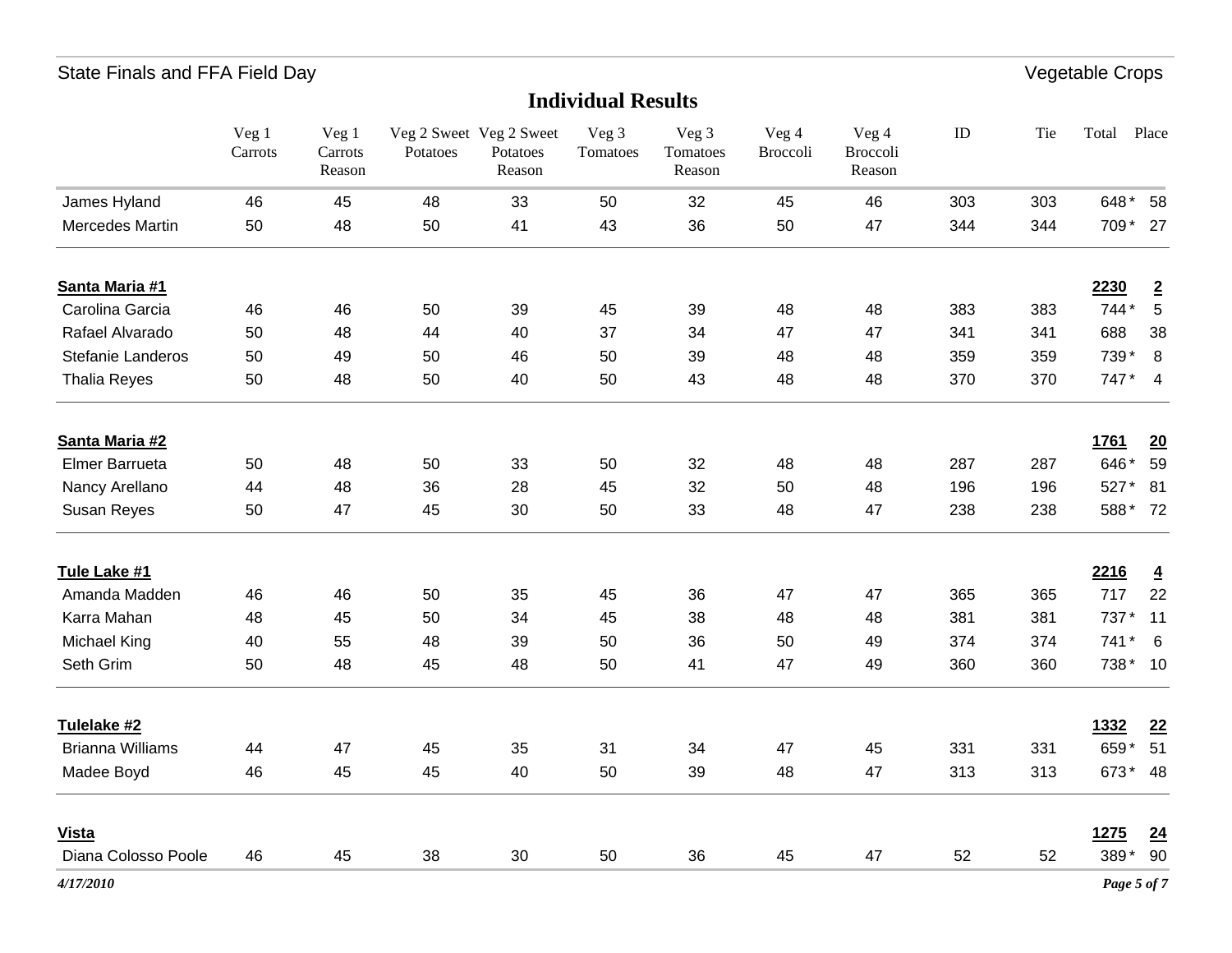## Individual Results

| | Veg 1 Carrots | Veg 1 Carrots Reason | Veg 2 Sweet Potatoes | Veg 2 Sweet Potatoes Reason | Veg 3 Tomatoes | Veg 3 Tomatoes Reason | Veg 4 Broccoli | Veg 4 Broccoli Reason | ID | Tie | Total | Place |
|---|---|---|---|---|---|---|---|---|---|---|---|---|
| James Hyland | 46 | 45 | 48 | 33 | 50 | 32 | 45 | 46 | 303 | 303 | 648 * | 58 |
| Mercedes Martin | 50 | 48 | 50 | 41 | 43 | 36 | 50 | 47 | 344 | 344 | 709 * | 27 |
| **Santa Maria #1** | | | | | | | | | | | **2230** | **2** |
| Carolina Garcia | 46 | 46 | 50 | 39 | 45 | 39 | 48 | 48 | 383 | 383 | 744 * | 5 |
| Rafael Alvarado | 50 | 48 | 44 | 40 | 37 | 34 | 47 | 47 | 341 | 341 | 688 | 38 |
| Stefanie Landeros | 50 | 49 | 50 | 46 | 50 | 39 | 48 | 48 | 359 | 359 | 739 * | 8 |
| Thalia Reyes | 50 | 48 | 50 | 40 | 50 | 43 | 48 | 48 | 370 | 370 | 747 * | 4 |
| **Santa Maria #2** | | | | | | | | | | | **1761** | **20** |
| Elmer Barrueta | 50 | 48 | 50 | 33 | 50 | 32 | 48 | 48 | 287 | 287 | 646 * | 59 |
| Nancy Arellano | 44 | 48 | 36 | 28 | 45 | 32 | 50 | 48 | 196 | 196 | 527 * | 81 |
| Susan Reyes | 50 | 47 | 45 | 30 | 50 | 33 | 48 | 47 | 238 | 238 | 588 * | 72 |
| **Tule Lake #1** | | | | | | | | | | | **2216** | **4** |
| Amanda Madden | 46 | 46 | 50 | 35 | 45 | 36 | 47 | 47 | 365 | 365 | 717 | 22 |
| Karra Mahan | 48 | 45 | 50 | 34 | 45 | 38 | 48 | 48 | 381 | 381 | 737 * | 11 |
| Michael King | 40 | 55 | 48 | 39 | 50 | 36 | 50 | 49 | 374 | 374 | 741 * | 6 |
| Seth Grim | 50 | 48 | 45 | 48 | 50 | 41 | 47 | 49 | 360 | 360 | 738 * | 10 |
| **Tulelake #2** | | | | | | | | | | | **1332** | **22** |
| Brianna Williams | 44 | 47 | 45 | 35 | 31 | 34 | 47 | 45 | 331 | 331 | 659 * | 51 |
| Madee Boyd | 46 | 45 | 45 | 40 | 50 | 39 | 48 | 47 | 313 | 313 | 673 * | 48 |
| **Vista** | | | | | | | | | | | **1275** | **24** |
| Diana Colosso Poole | 46 | 45 | 38 | 30 | 50 | 36 | 45 | 47 | 52 | 52 | 389 * | 90 |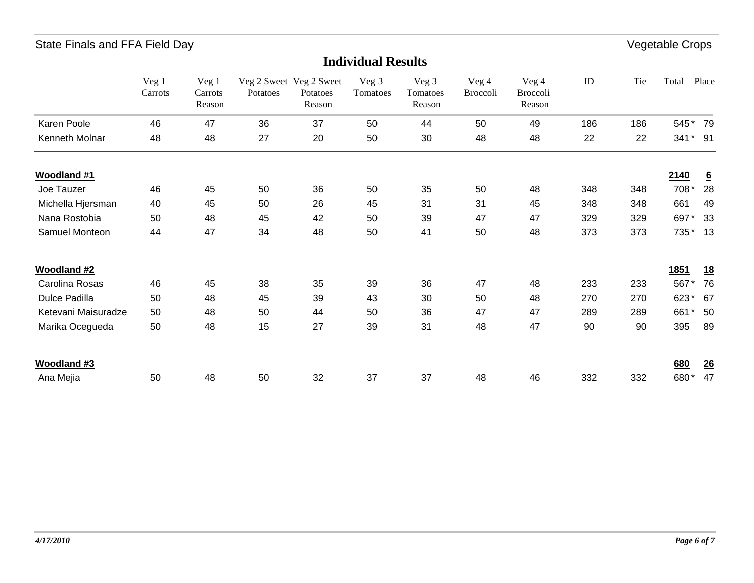## Individual Results

| | Veg 1 Carrots | Veg 1 Carrots Reason | Veg 2 Sweet Potatoes | Veg 2 Sweet Potatoes Reason | Veg 3 Tomatoes | Veg 3 Tomatoes Reason | Veg 4 Broccoli | Veg 4 Broccoli Reason | ID | Tie | Total | Place |
|---|---|---|---|---|---|---|---|---|---|---|---|---|
| Karen Poole | 46 | 47 | 36 | 37 | 50 | 44 | 50 | 49 | 186 | 186 | 545 * | 79 |
| Kenneth Molnar | 48 | 48 | 27 | 20 | 50 | 30 | 48 | 48 | 22 | 22 | 341 * | 91 |
| **Woodland #1** | | | | | | | | | | | **2140** | **6** |
| Joe Tauzer | 46 | 45 | 50 | 36 | 50 | 35 | 50 | 48 | 348 | 348 | 708 * | 28 |
| Michella Hjersman | 40 | 45 | 50 | 26 | 45 | 31 | 31 | 45 | 348 | 348 | 661 | 49 |
| Nana Rostobia | 50 | 48 | 45 | 42 | 50 | 39 | 47 | 47 | 329 | 329 | 697 * | 33 |
| Samuel Monteon | 44 | 47 | 34 | 48 | 50 | 41 | 50 | 48 | 373 | 373 | 735 * | 13 |
| **Woodland #2** | | | | | | | | | | | **1851** | **18** |
| Carolina Rosas | 46 | 45 | 38 | 35 | 39 | 36 | 47 | 48 | 233 | 233 | 567 * | 76 |
| Dulce Padilla | 50 | 48 | 45 | 39 | 43 | 30 | 50 | 48 | 270 | 270 | 623 * | 67 |
| Ketevani Maisuradze | 50 | 48 | 50 | 44 | 50 | 36 | 47 | 47 | 289 | 289 | 661 * | 50 |
| Marika Ocegueda | 50 | 48 | 15 | 27 | 39 | 31 | 48 | 47 | 90 | 90 | 395 | 89 |
| **Woodland #3** | | | | | | | | | | | **680** | **26** |
| Ana Mejia | 50 | 48 | 50 | 32 | 37 | 37 | 48 | 46 | 332 | 332 | 680 * | 47 |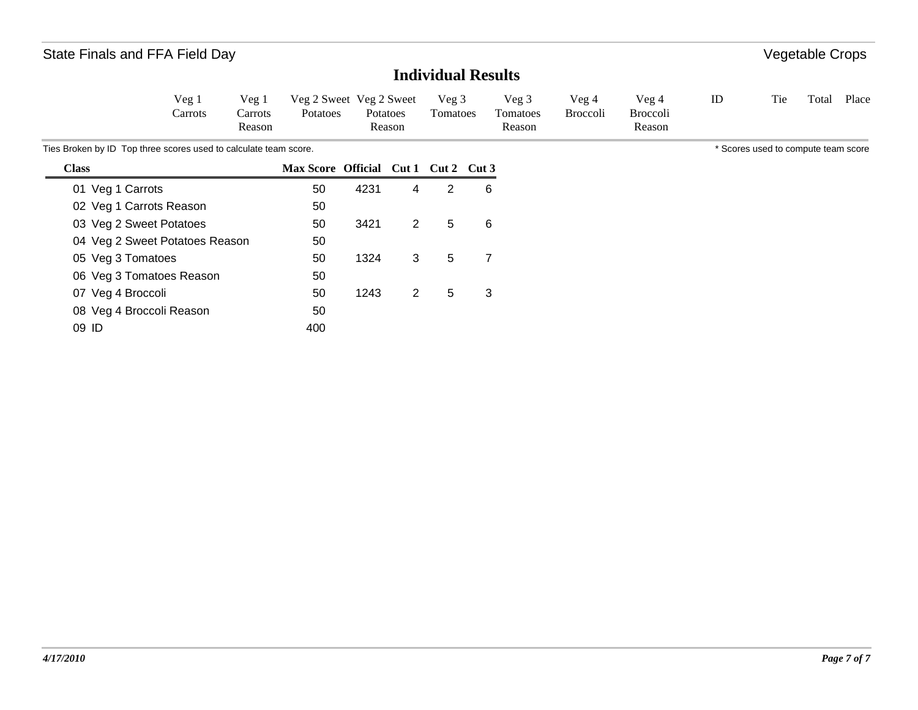State Finals and FFA Field Day

Vegetable Crops

# Individual Results

| Veg 1 Carrots | Veg 1 Carrots Reason | Veg 2 Sweet Potatoes | Veg 2 Sweet Potatoes Reason | Veg 3 Tomatoes | Veg 3 Tomatoes Reason | Veg 4 Broccoli | Veg 4 Broccoli Reason | ID | Tie | Total | Place |
|---|---|---|---|---|---|---|---|---|---|---|---|

Ties Broken by ID Top three scores used to calculate team score.

* Scores used to compute team score

| Class | Max Score | Official | Cut 1 | Cut 2 | Cut 3 |
|---|---|---|---|---|---|
| 01 Veg 1 Carrots | 50 | 4231 | 4 | 2 | 6 |
| 02 Veg 1 Carrots Reason | 50 | | | | |
| 03 Veg 2 Sweet Potatoes | 50 | 3421 | 2 | 5 | 6 |
| 04 Veg 2 Sweet Potatoes Reason | 50 | | | | |
| 05 Veg 3 Tomatoes | 50 | 1324 | 3 | 5 | 7 |
| 06 Veg 3 Tomatoes Reason | 50 | | | | |
| 07 Veg 4 Broccoli | 50 | 1243 | 2 | 5 | 3 |
| 08 Veg 4 Broccoli Reason | 50 | | | | |
| 09 ID | 400 | | | | |

*4/17/2010*